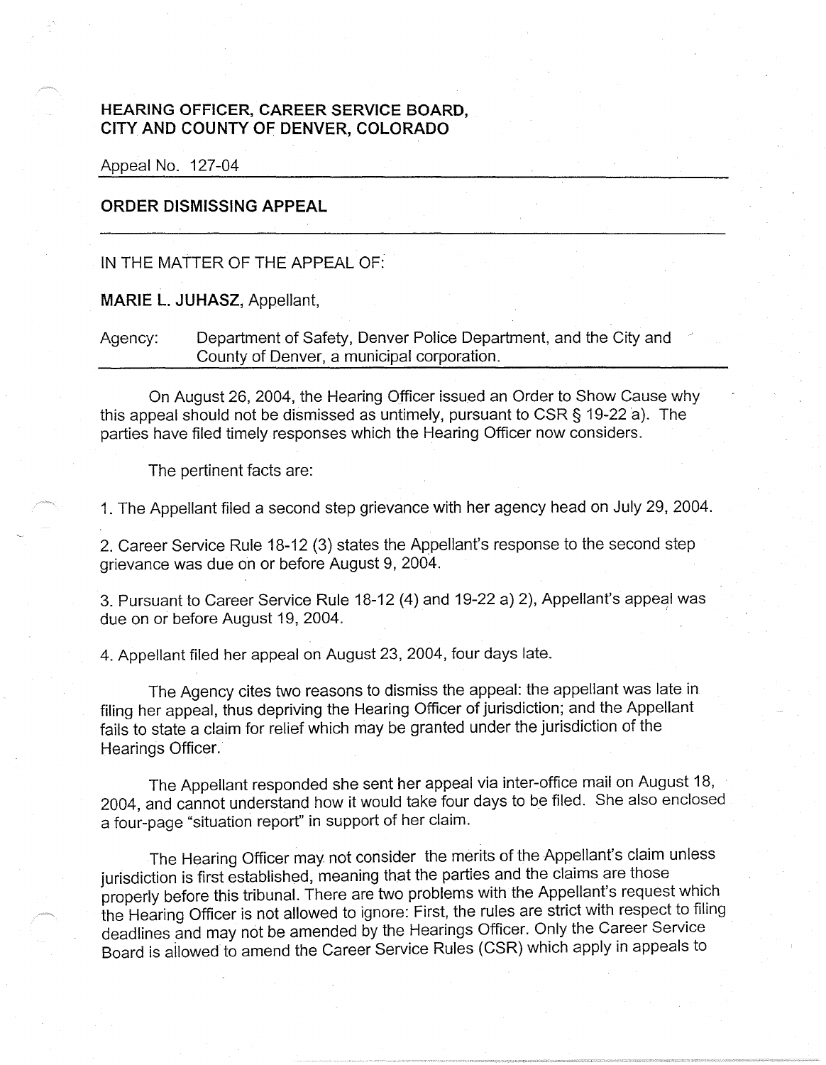**HEARING OFFICER, CAREER SERVICE BOARD,**
**CITY AND COUNTY OF DENVER, COLORADO**

Appeal No. 127-04

## ORDER DISMISSING APPEAL

IN THE MATTER OF THE APPEAL OF:

**MARIE L. JUHASZ**, Appellant,

Agency: Department of Safety, Denver Police Department, and the City and County of Denver, a municipal corporation.

On August 26, 2004, the Hearing Officer issued an Order to Show Cause why this appeal should not be dismissed as untimely, pursuant to CSR § 19-22 a). The parties have filed timely responses which the Hearing Officer now considers.

The pertinent facts are:

1. The Appellant filed a second step grievance with her agency head on July 29, 2004.

2. Career Service Rule 18-12 (3) states the Appellant's response to the second step grievance was due on or before August 9, 2004.

3. Pursuant to Career Service Rule 18-12 (4) and 19-22 a) 2), Appellant's appeal was due on or before August 19, 2004.

4. Appellant filed her appeal on August 23, 2004, four days late.

The Agency cites two reasons to dismiss the appeal: the appellant was late in filing her appeal, thus depriving the Hearing Officer of jurisdiction; and the Appellant fails to state a claim for relief which may be granted under the jurisdiction of the Hearings Officer.

The Appellant responded she sent her appeal via inter-office mail on August 18, 2004, and cannot understand how it would take four days to be filed. She also enclosed a four-page "situation report" in support of her claim.

The Hearing Officer may not consider the merits of the Appellant's claim unless jurisdiction is first established, meaning that the parties and the claims are those properly before this tribunal. There are two problems with the Appellant's request which the Hearing Officer is not allowed to ignore: First, the rules are strict with respect to filing deadlines and may not be amended by the Hearings Officer. Only the Career Service Board is allowed to amend the Career Service Rules (CSR) which apply in appeals to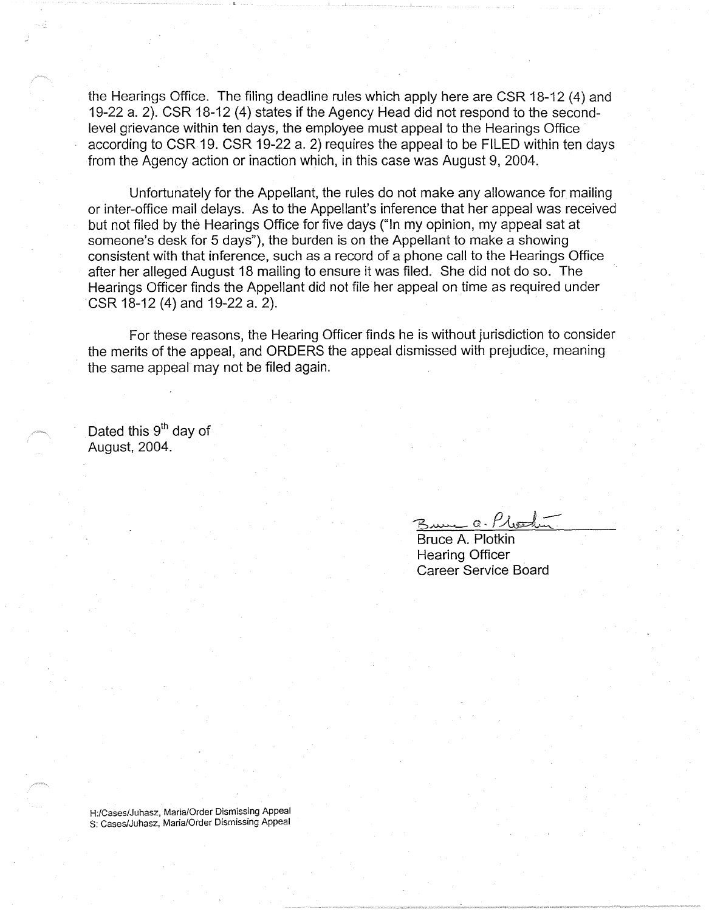the Hearings Office. The filing deadline rules which apply here are CSR 18-12 (4) and 19-22 a. 2). CSR 18-12 (4) states if the Agency Head did not respond to the second-level grievance within ten days, the employee must appeal to the Hearings Office according to CSR 19. CSR 19-22 a. 2) requires the appeal to be FILED within ten days from the Agency action or inaction which, in this case was August 9, 2004.

Unfortunately for the Appellant, the rules do not make any allowance for mailing or inter-office mail delays. As to the Appellant's inference that her appeal was received but not filed by the Hearings Office for five days ("In my opinion, my appeal sat at someone's desk for 5 days"), the burden is on the Appellant to make a showing consistent with that inference, such as a record of a phone call to the Hearings Office after her alleged August 18 mailing to ensure it was filed. She did not do so. The Hearings Officer finds the Appellant did not file her appeal on time as required under CSR 18-12 (4) and 19-22 a. 2).

For these reasons, the Hearing Officer finds he is without jurisdiction to consider the merits of the appeal, and ORDERS the appeal dismissed with prejudice, meaning the same appeal may not be filed again.

Dated this 9th day of
August, 2004.

Bruce A. Plotkin
Hearing Officer
Career Service Board

H:/Cases/Juhasz, Maria/Order Dismissing Appeal
S: Cases/Juhasz, Maria/Order Dismissing Appeal